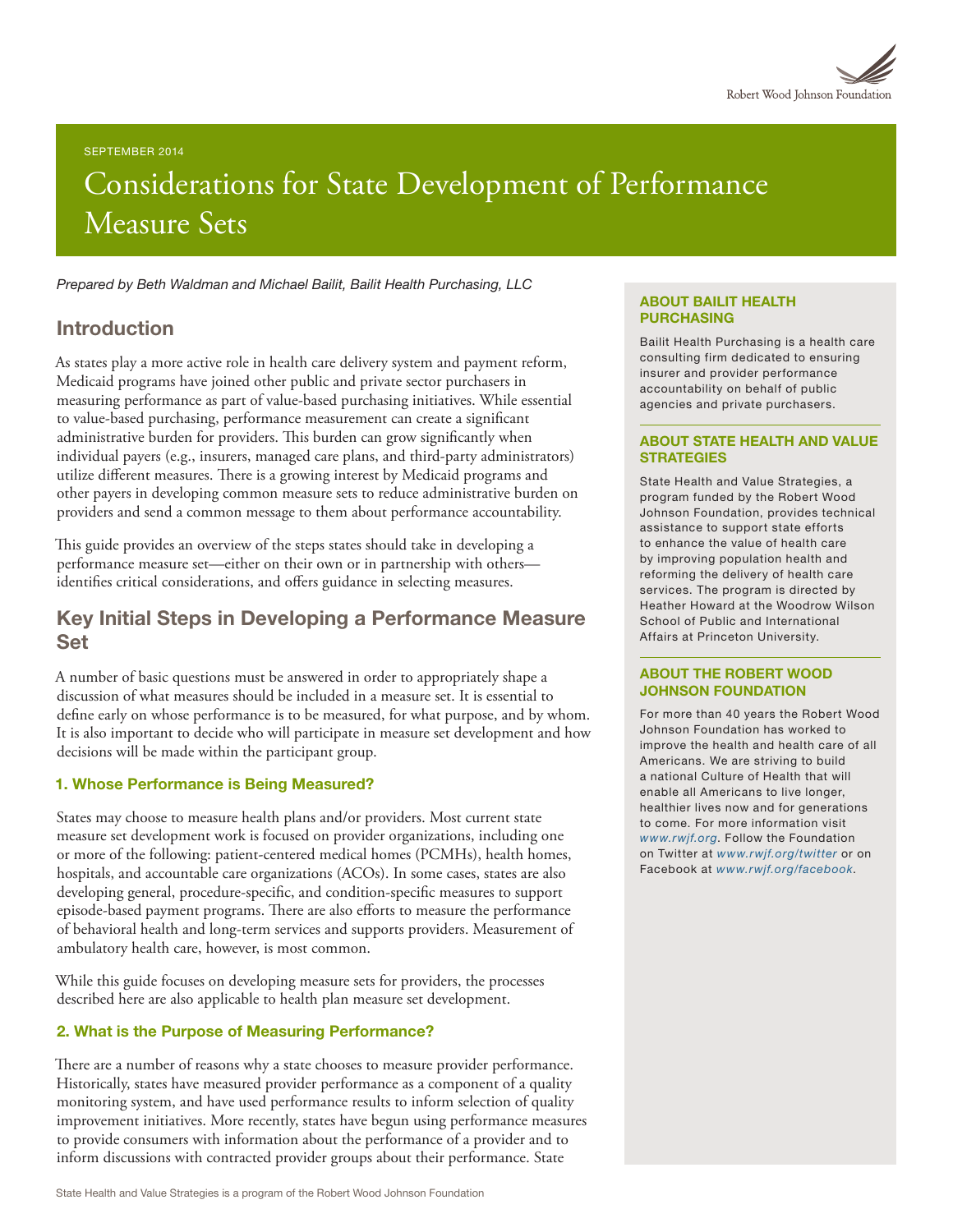SEPTEMBER 2014

# Considerations for State Development of Performance Measure Sets

*Prepared by Beth Waldman and Michael Bailit, Bailit Health Purchasing, LLC*

## Introduction

As states play a more active role in health care delivery system and payment reform, Medicaid programs have joined other public and private sector purchasers in measuring performance as part of value-based purchasing initiatives. While essential to value-based purchasing, performance measurement can create a significant administrative burden for providers. This burden can grow significantly when individual payers (e.g., insurers, managed care plans, and third-party administrators) utilize different measures. There is a growing interest by Medicaid programs and other payers in developing common measure sets to reduce administrative burden on providers and send a common message to them about performance accountability.

This guide provides an overview of the steps states should take in developing a performance measure set—either on their own or in partnership with others—identifies critical considerations, and offers guidance in selecting measures.

## Key Initial Steps in Developing a Performance Measure Set

A number of basic questions must be answered in order to appropriately shape a discussion of what measures should be included in a measure set. It is essential to define early on whose performance is to be measured, for what purpose, and by whom. It is also important to decide who will participate in measure set development and how decisions will be made within the participant group.

### 1. Whose Performance is Being Measured?

States may choose to measure health plans and/or providers. Most current state measure set development work is focused on provider organizations, including one or more of the following: patient-centered medical homes (PCMHs), health homes, hospitals, and accountable care organizations (ACOs). In some cases, states are also developing general, procedure-specific, and condition-specific measures to support episode-based payment programs. There are also efforts to measure the performance of behavioral health and long-term services and supports providers. Measurement of ambulatory health care, however, is most common.

While this guide focuses on developing measure sets for providers, the processes described here are also applicable to health plan measure set development.

### 2. What is the Purpose of Measuring Performance?

There are a number of reasons why a state chooses to measure provider performance. Historically, states have measured provider performance as a component of a quality monitoring system, and have used performance results to inform selection of quality improvement initiatives. More recently, states have begun using performance measures to provide consumers with information about the performance of a provider and to inform discussions with contracted provider groups about their performance. State

**ABOUT BAILIT HEALTH PURCHASING**

Bailit Health Purchasing is a health care consulting firm dedicated to ensuring insurer and provider performance accountability on behalf of public agencies and private purchasers.

**ABOUT STATE HEALTH AND VALUE STRATEGIES**

State Health and Value Strategies, a program funded by the Robert Wood Johnson Foundation, provides technical assistance to support state efforts to enhance the value of health care by improving population health and reforming the delivery of health care services. The program is directed by Heather Howard at the Woodrow Wilson School of Public and International Affairs at Princeton University.

**ABOUT THE ROBERT WOOD JOHNSON FOUNDATION**

For more than 40 years the Robert Wood Johnson Foundation has worked to improve the health and health care of all Americans. We are striving to build a national Culture of Health that will enable all Americans to live longer, healthier lives now and for generations to come. For more information visit *www.rwjf.org*. Follow the Foundation on Twitter at *www.rwjf.org/twitter* or on Facebook at *www.rwjf.org/facebook*.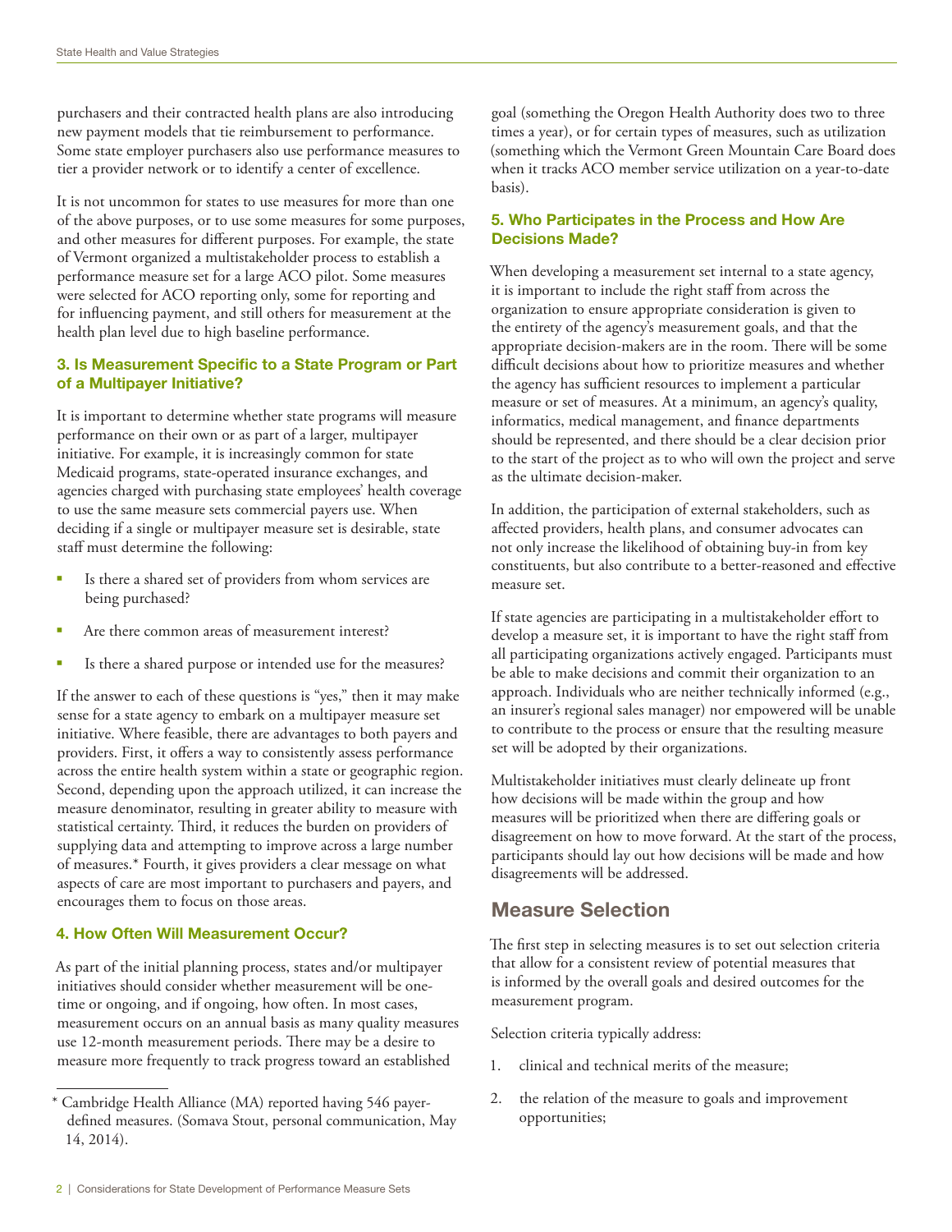purchasers and their contracted health plans are also introducing new payment models that tie reimbursement to performance. Some state employer purchasers also use performance measures to tier a provider network or to identify a center of excellence.

It is not uncommon for states to use measures for more than one of the above purposes, or to use some measures for some purposes, and other measures for different purposes. For example, the state of Vermont organized a multistakeholder process to establish a performance measure set for a large ACO pilot. Some measures were selected for ACO reporting only, some for reporting and for influencing payment, and still others for measurement at the health plan level due to high baseline performance.

### 3. Is Measurement Specific to a State Program or Part of a Multipayer Initiative?

It is important to determine whether state programs will measure performance on their own or as part of a larger, multipayer initiative. For example, it is increasingly common for state Medicaid programs, state-operated insurance exchanges, and agencies charged with purchasing state employees' health coverage to use the same measure sets commercial payers use. When deciding if a single or multipayer measure set is desirable, state staff must determine the following:

- Is there a shared set of providers from whom services are being purchased?
- Are there common areas of measurement interest?
- Is there a shared purpose or intended use for the measures?

If the answer to each of these questions is "yes," then it may make sense for a state agency to embark on a multipayer measure set initiative. Where feasible, there are advantages to both payers and providers. First, it offers a way to consistently assess performance across the entire health system within a state or geographic region. Second, depending upon the approach utilized, it can increase the measure denominator, resulting in greater ability to measure with statistical certainty. Third, it reduces the burden on providers of supplying data and attempting to improve across a large number of measures.* Fourth, it gives providers a clear message on what aspects of care are most important to purchasers and payers, and encourages them to focus on those areas.

### 4. How Often Will Measurement Occur?

As part of the initial planning process, states and/or multipayer initiatives should consider whether measurement will be one-time or ongoing, and if ongoing, how often. In most cases, measurement occurs on an annual basis as many quality measures use 12-month measurement periods. There may be a desire to measure more frequently to track progress toward an established goal (something the Oregon Health Authority does two to three times a year), or for certain types of measures, such as utilization (something which the Vermont Green Mountain Care Board does when it tracks ACO member service utilization on a year-to-date basis).

### 5. Who Participates in the Process and How Are Decisions Made?

When developing a measurement set internal to a state agency, it is important to include the right staff from across the organization to ensure appropriate consideration is given to the entirety of the agency's measurement goals, and that the appropriate decision-makers are in the room. There will be some difficult decisions about how to prioritize measures and whether the agency has sufficient resources to implement a particular measure or set of measures. At a minimum, an agency's quality, informatics, medical management, and finance departments should be represented, and there should be a clear decision prior to the start of the project as to who will own the project and serve as the ultimate decision-maker.

In addition, the participation of external stakeholders, such as affected providers, health plans, and consumer advocates can not only increase the likelihood of obtaining buy-in from key constituents, but also contribute to a better-reasoned and effective measure set.

If state agencies are participating in a multistakeholder effort to develop a measure set, it is important to have the right staff from all participating organizations actively engaged. Participants must be able to make decisions and commit their organization to an approach. Individuals who are neither technically informed (e.g., an insurer's regional sales manager) nor empowered will be unable to contribute to the process or ensure that the resulting measure set will be adopted by their organizations.

Multistakeholder initiatives must clearly delineate up front how decisions will be made within the group and how measures will be prioritized when there are differing goals or disagreement on how to move forward. At the start of the process, participants should lay out how decisions will be made and how disagreements will be addressed.

## Measure Selection

The first step in selecting measures is to set out selection criteria that allow for a consistent review of potential measures that is informed by the overall goals and desired outcomes for the measurement program.

Selection criteria typically address:

1. clinical and technical merits of the measure;
2. the relation of the measure to goals and improvement opportunities;

* Cambridge Health Alliance (MA) reported having 546 payer-defined measures. (Somava Stout, personal communication, May 14, 2014).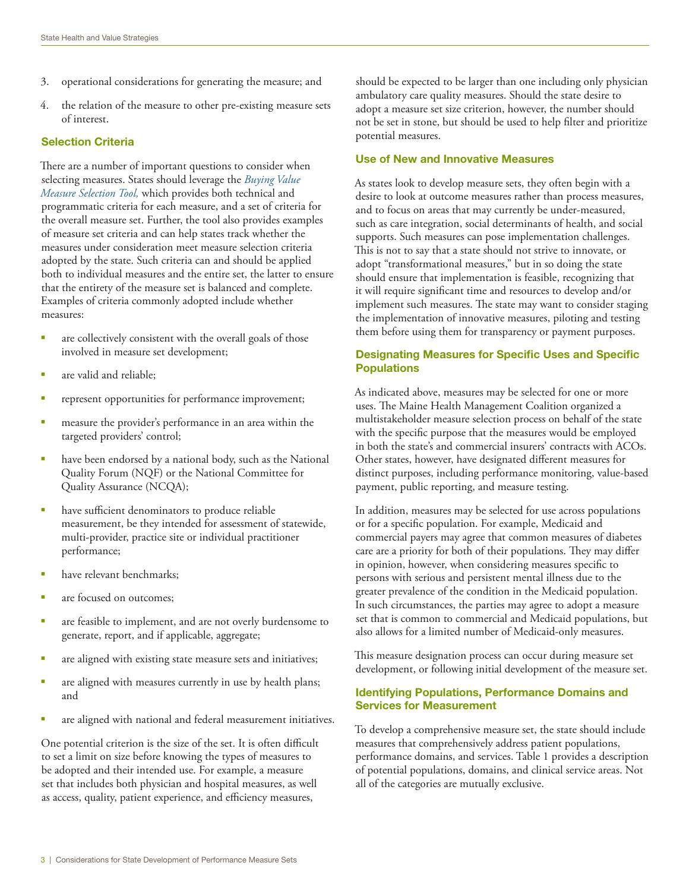3. operational considerations for generating the measure; and

4. the relation of the measure to other pre-existing measure sets of interest.

### Selection Criteria

There are a number of important questions to consider when selecting measures. States should leverage the *Buying Value Measure Selection Tool,* which provides both technical and programmatic criteria for each measure, and a set of criteria for the overall measure set. Further, the tool also provides examples of measure set criteria and can help states track whether the measures under consideration meet measure selection criteria adopted by the state. Such criteria can and should be applied both to individual measures and the entire set, the latter to ensure that the entirety of the measure set is balanced and complete. Examples of criteria commonly adopted include whether measures:

- are collectively consistent with the overall goals of those involved in measure set development;
- are valid and reliable;
- represent opportunities for performance improvement;
- measure the provider's performance in an area within the targeted providers' control;
- have been endorsed by a national body, such as the National Quality Forum (NQF) or the National Committee for Quality Assurance (NCQA);
- have sufficient denominators to produce reliable measurement, be they intended for assessment of statewide, multi-provider, practice site or individual practitioner performance;
- have relevant benchmarks;
- are focused on outcomes;
- are feasible to implement, and are not overly burdensome to generate, report, and if applicable, aggregate;
- are aligned with existing state measure sets and initiatives;
- are aligned with measures currently in use by health plans; and
- are aligned with national and federal measurement initiatives.

One potential criterion is the size of the set. It is often difficult to set a limit on size before knowing the types of measures to be adopted and their intended use. For example, a measure set that includes both physician and hospital measures, as well as access, quality, patient experience, and efficiency measures, should be expected to be larger than one including only physician ambulatory care quality measures. Should the state desire to adopt a measure set size criterion, however, the number should not be set in stone, but should be used to help filter and prioritize potential measures.

### Use of New and Innovative Measures

As states look to develop measure sets, they often begin with a desire to look at outcome measures rather than process measures, and to focus on areas that may currently be under-measured, such as care integration, social determinants of health, and social supports. Such measures can pose implementation challenges. This is not to say that a state should not strive to innovate, or adopt "transformational measures," but in so doing the state should ensure that implementation is feasible, recognizing that it will require significant time and resources to develop and/or implement such measures. The state may want to consider staging the implementation of innovative measures, piloting and testing them before using them for transparency or payment purposes.

### Designating Measures for Specific Uses and Specific Populations

As indicated above, measures may be selected for one or more uses. The Maine Health Management Coalition organized a multistakeholder measure selection process on behalf of the state with the specific purpose that the measures would be employed in both the state's and commercial insurers' contracts with ACOs. Other states, however, have designated different measures for distinct purposes, including performance monitoring, value-based payment, public reporting, and measure testing.

In addition, measures may be selected for use across populations or for a specific population. For example, Medicaid and commercial payers may agree that common measures of diabetes care are a priority for both of their populations. They may differ in opinion, however, when considering measures specific to persons with serious and persistent mental illness due to the greater prevalence of the condition in the Medicaid population. In such circumstances, the parties may agree to adopt a measure set that is common to commercial and Medicaid populations, but also allows for a limited number of Medicaid-only measures.

This measure designation process can occur during measure set development, or following initial development of the measure set.

### Identifying Populations, Performance Domains and Services for Measurement

To develop a comprehensive measure set, the state should include measures that comprehensively address patient populations, performance domains, and services. Table 1 provides a description of potential populations, domains, and clinical service areas. Not all of the categories are mutually exclusive.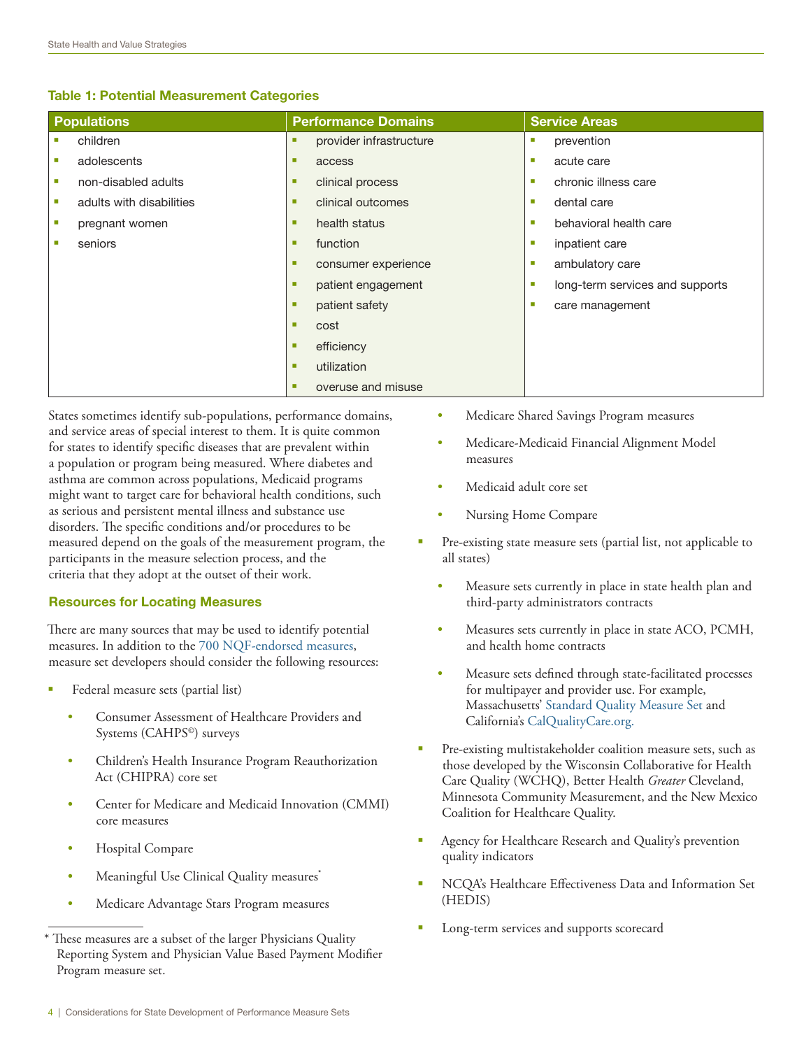**Table 1: Potential Measurement Categories**

| Populations | Performance Domains | Service Areas |
|---|---|---|
| children | provider infrastructure | prevention |
| adolescents | access | acute care |
| non-disabled adults | clinical process | chronic illness care |
| adults with disabilities | clinical outcomes | dental care |
| pregnant women | health status | behavioral health care |
| seniors | function | inpatient care |
| | consumer experience | ambulatory care |
| | patient engagement | long-term services and supports |
| | patient safety | care management |
| | cost | |
| | efficiency | |
| | utilization | |
| | overuse and misuse | |

States sometimes identify sub-populations, performance domains, and service areas of special interest to them. It is quite common for states to identify specific diseases that are prevalent within a population or program being measured. Where diabetes and asthma are common across populations, Medicaid programs might want to target care for behavioral health conditions, such as serious and persistent mental illness and substance use disorders. The specific conditions and/or procedures to be measured depend on the goals of the measurement program, the participants in the measure selection process, and the criteria that they adopt at the outset of their work.

### Resources for Locating Measures

There are many sources that may be used to identify potential measures. In addition to the 700 NQF-endorsed measures, measure set developers should consider the following resources:

- Federal measure sets (partial list)
  - Consumer Assessment of Healthcare Providers and Systems (CAHPS©) surveys
  - Children's Health Insurance Program Reauthorization Act (CHIPRA) core set
  - Center for Medicare and Medicaid Innovation (CMMI) core measures
  - Hospital Compare
  - Meaningful Use Clinical Quality measures*
  - Medicare Advantage Stars Program measures
  - Medicare Shared Savings Program measures
  - Medicare-Medicaid Financial Alignment Model measures
  - Medicaid adult core set
  - Nursing Home Compare
- Pre-existing state measure sets (partial list, not applicable to all states)
  - Measure sets currently in place in state health plan and third-party administrators contracts
  - Measures sets currently in place in state ACO, PCMH, and health home contracts
  - Measure sets defined through state-facilitated processes for multipayer and provider use. For example, Massachusetts' Standard Quality Measure Set and California's CalQualityCare.org.
- Pre-existing multistakeholder coalition measure sets, such as those developed by the Wisconsin Collaborative for Health Care Quality (WCHQ), Better Health *Greater* Cleveland, Minnesota Community Measurement, and the New Mexico Coalition for Healthcare Quality.
- Agency for Healthcare Research and Quality's prevention quality indicators
- NCQA's Healthcare Effectiveness Data and Information Set (HEDIS)
- Long-term services and supports scorecard

\* These measures are a subset of the larger Physicians Quality Reporting System and Physician Value Based Payment Modifier Program measure set.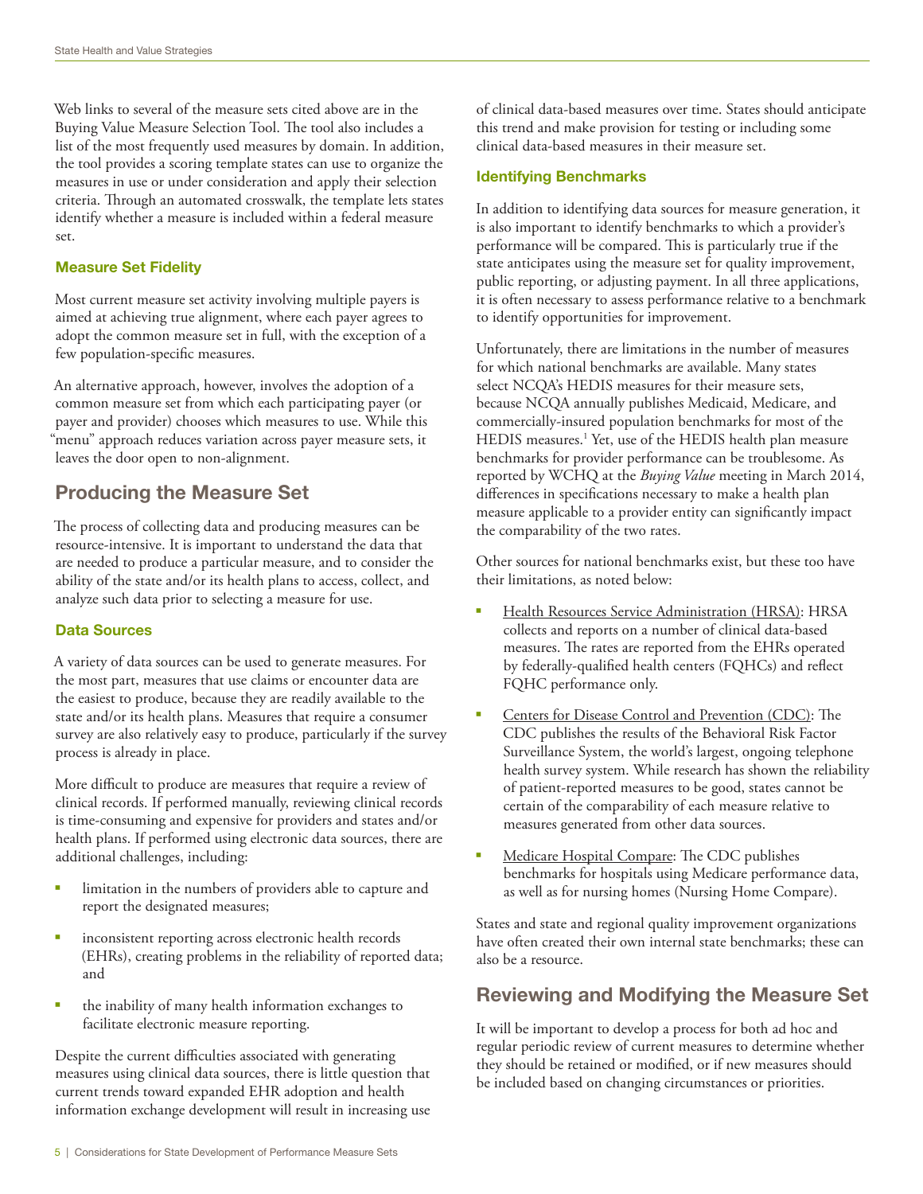Web links to several of the measure sets cited above are in the Buying Value Measure Selection Tool. The tool also includes a list of the most frequently used measures by domain. In addition, the tool provides a scoring template states can use to organize the measures in use or under consideration and apply their selection criteria. Through an automated crosswalk, the template lets states identify whether a measure is included within a federal measure set.

### Measure Set Fidelity

Most current measure set activity involving multiple payers is aimed at achieving true alignment, where each payer agrees to adopt the common measure set in full, with the exception of a few population-specific measures.

An alternative approach, however, involves the adoption of a common measure set from which each participating payer (or payer and provider) chooses which measures to use. While this "menu" approach reduces variation across payer measure sets, it leaves the door open to non-alignment.

## Producing the Measure Set

The process of collecting data and producing measures can be resource-intensive. It is important to understand the data that are needed to produce a particular measure, and to consider the ability of the state and/or its health plans to access, collect, and analyze such data prior to selecting a measure for use.

### Data Sources

A variety of data sources can be used to generate measures. For the most part, measures that use claims or encounter data are the easiest to produce, because they are readily available to the state and/or its health plans. Measures that require a consumer survey are also relatively easy to produce, particularly if the survey process is already in place.

More difficult to produce are measures that require a review of clinical records. If performed manually, reviewing clinical records is time-consuming and expensive for providers and states and/or health plans. If performed using electronic data sources, there are additional challenges, including:

- limitation in the numbers of providers able to capture and report the designated measures;
- inconsistent reporting across electronic health records (EHRs), creating problems in the reliability of reported data; and
- the inability of many health information exchanges to facilitate electronic measure reporting.

Despite the current difficulties associated with generating measures using clinical data sources, there is little question that current trends toward expanded EHR adoption and health information exchange development will result in increasing use of clinical data-based measures over time. States should anticipate this trend and make provision for testing or including some clinical data-based measures in their measure set.

### Identifying Benchmarks

In addition to identifying data sources for measure generation, it is also important to identify benchmarks to which a provider's performance will be compared. This is particularly true if the state anticipates using the measure set for quality improvement, public reporting, or adjusting payment. In all three applications, it is often necessary to assess performance relative to a benchmark to identify opportunities for improvement.

Unfortunately, there are limitations in the number of measures for which national benchmarks are available. Many states select NCQA's HEDIS measures for their measure sets, because NCQA annually publishes Medicaid, Medicare, and commercially-insured population benchmarks for most of the HEDIS measures.[1] Yet, use of the HEDIS health plan measure benchmarks for provider performance can be troublesome. As reported by WCHQ at the *Buying Value* meeting in March 2014, differences in specifications necessary to make a health plan measure applicable to a provider entity can significantly impact the comparability of the two rates.

Other sources for national benchmarks exist, but these too have their limitations, as noted below:

- Health Resources Service Administration (HRSA): HRSA collects and reports on a number of clinical data-based measures. The rates are reported from the EHRs operated by federally-qualified health centers (FQHCs) and reflect FQHC performance only.
- Centers for Disease Control and Prevention (CDC): The CDC publishes the results of the Behavioral Risk Factor Surveillance System, the world's largest, ongoing telephone health survey system. While research has shown the reliability of patient-reported measures to be good, states cannot be certain of the comparability of each measure relative to measures generated from other data sources.
- Medicare Hospital Compare: The CDC publishes benchmarks for hospitals using Medicare performance data, as well as for nursing homes (Nursing Home Compare).

States and state and regional quality improvement organizations have often created their own internal state benchmarks; these can also be a resource.

## Reviewing and Modifying the Measure Set

It will be important to develop a process for both ad hoc and regular periodic review of current measures to determine whether they should be retained or modified, or if new measures should be included based on changing circumstances or priorities.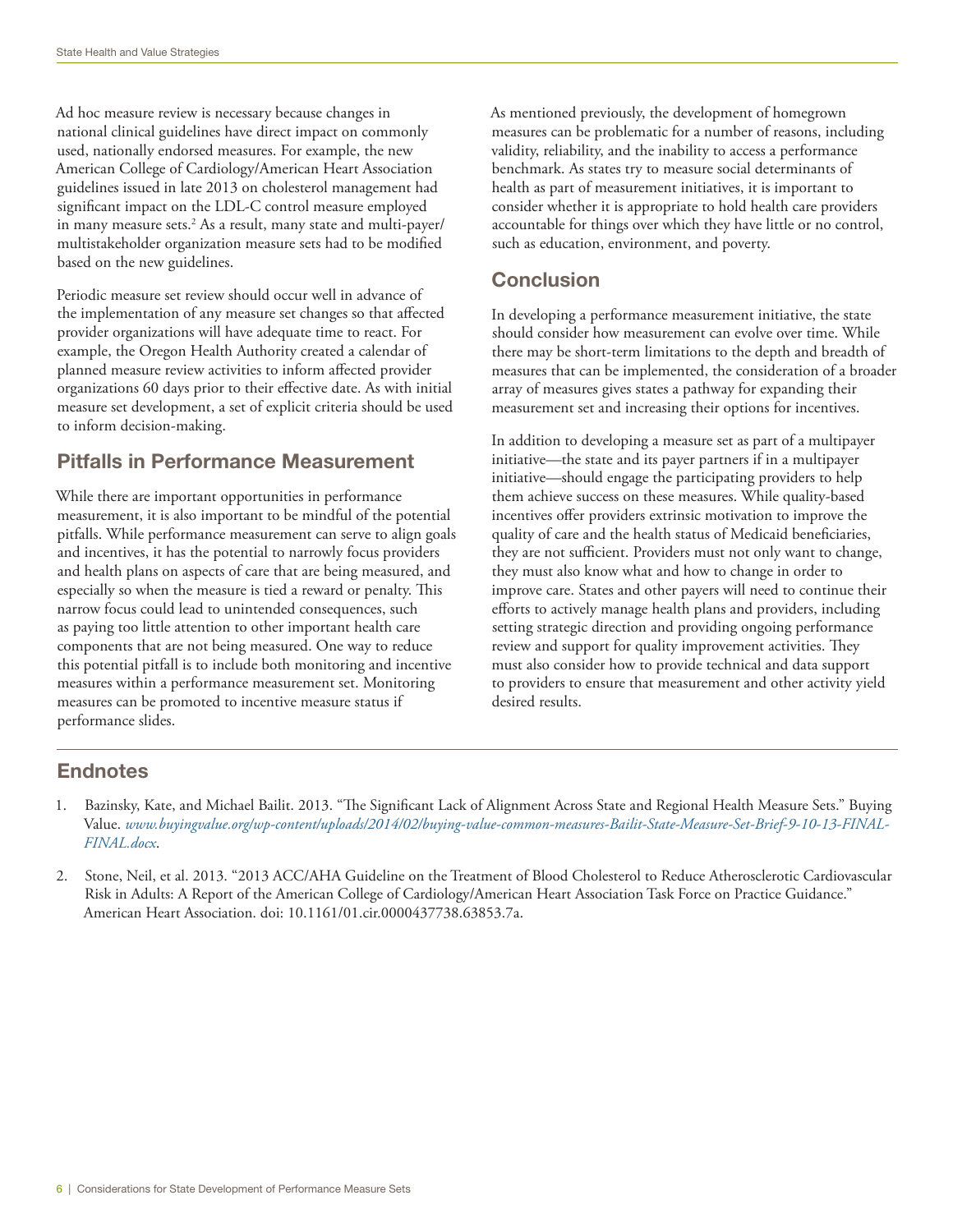Ad hoc measure review is necessary because changes in national clinical guidelines have direct impact on commonly used, nationally endorsed measures. For example, the new American College of Cardiology/American Heart Association guidelines issued in late 2013 on cholesterol management had significant impact on the LDL-C control measure employed in many measure sets.[2] As a result, many state and multi-payer/multistakeholder organization measure sets had to be modified based on the new guidelines.

Periodic measure set review should occur well in advance of the implementation of any measure set changes so that affected provider organizations will have adequate time to react. For example, the Oregon Health Authority created a calendar of planned measure review activities to inform affected provider organizations 60 days prior to their effective date. As with initial measure set development, a set of explicit criteria should be used to inform decision-making.

## Pitfalls in Performance Measurement

While there are important opportunities in performance measurement, it is also important to be mindful of the potential pitfalls. While performance measurement can serve to align goals and incentives, it has the potential to narrowly focus providers and health plans on aspects of care that are being measured, and especially so when the measure is tied a reward or penalty. This narrow focus could lead to unintended consequences, such as paying too little attention to other important health care components that are not being measured. One way to reduce this potential pitfall is to include both monitoring and incentive measures within a performance measurement set. Monitoring measures can be promoted to incentive measure status if performance slides.

As mentioned previously, the development of homegrown measures can be problematic for a number of reasons, including validity, reliability, and the inability to access a performance benchmark. As states try to measure social determinants of health as part of measurement initiatives, it is important to consider whether it is appropriate to hold health care providers accountable for things over which they have little or no control, such as education, environment, and poverty.

## Conclusion

In developing a performance measurement initiative, the state should consider how measurement can evolve over time. While there may be short-term limitations to the depth and breadth of measures that can be implemented, the consideration of a broader array of measures gives states a pathway for expanding their measurement set and increasing their options for incentives.

In addition to developing a measure set as part of a multipayer initiative—the state and its payer partners if in a multipayer initiative—should engage the participating providers to help them achieve success on these measures. While quality-based incentives offer providers extrinsic motivation to improve the quality of care and the health status of Medicaid beneficiaries, they are not sufficient. Providers must not only want to change, they must also know what and how to change in order to improve care. States and other payers will need to continue their efforts to actively manage health plans and providers, including setting strategic direction and providing ongoing performance review and support for quality improvement activities. They must also consider how to provide technical and data support to providers to ensure that measurement and other activity yield desired results.

## Endnotes

1. Bazinsky, Kate, and Michael Bailit. 2013. "The Significant Lack of Alignment Across State and Regional Health Measure Sets." Buying Value. *www.buyingvalue.org/wp-content/uploads/2014/02/buying-value-common-measures-Bailit-State-Measure-Set-Brief-9-10-13-FINAL-FINAL.docx*.
2. Stone, Neil, et al. 2013. "2013 ACC/AHA Guideline on the Treatment of Blood Cholesterol to Reduce Atherosclerotic Cardiovascular Risk in Adults: A Report of the American College of Cardiology/American Heart Association Task Force on Practice Guidance." American Heart Association. doi: 10.1161/01.cir.0000437738.63853.7a.